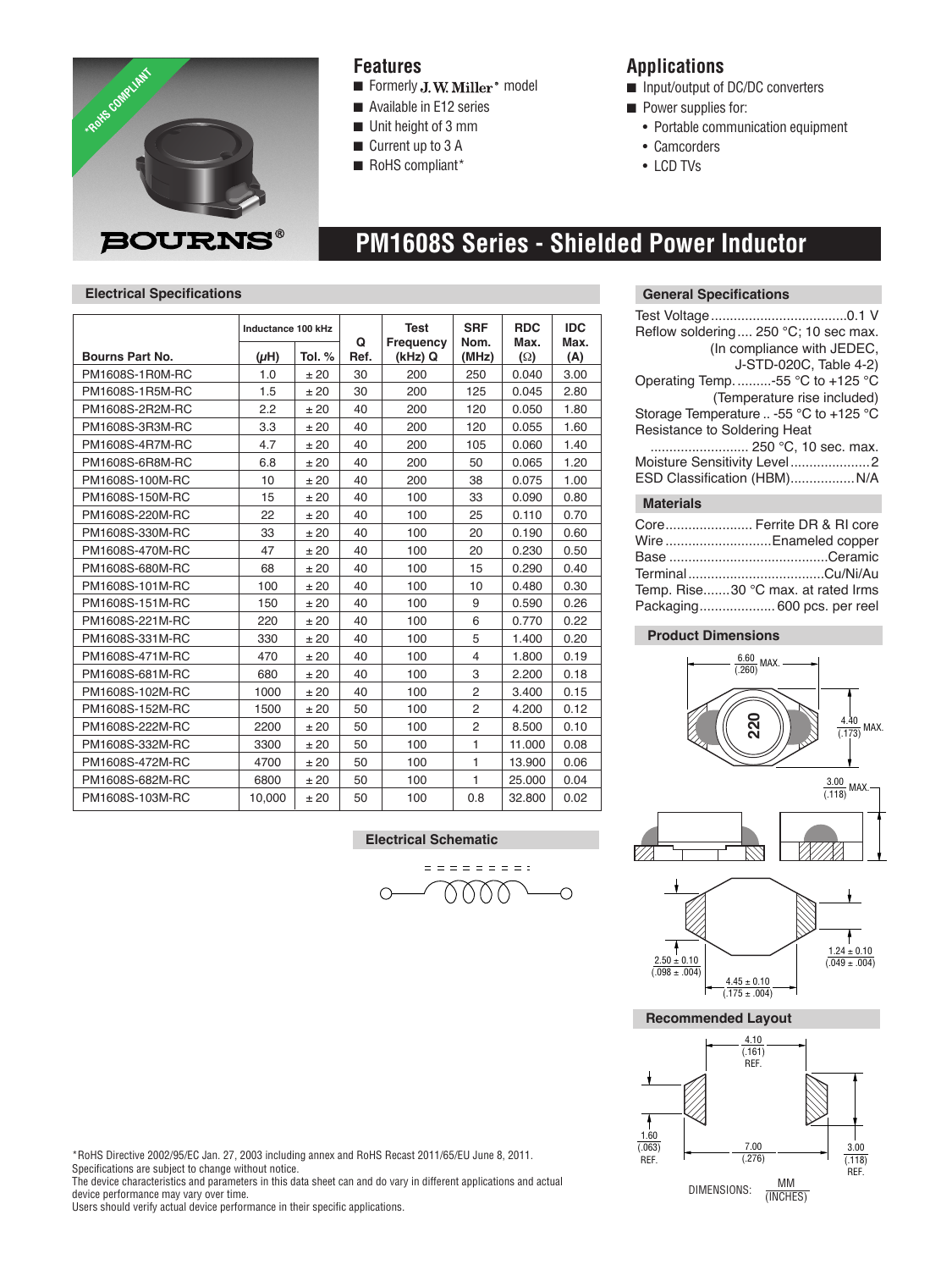# PM1608S Series - Shielded Power Inductor

## Features

- Formerly J.W. Miller* model
- Available in E12 series
- Unit height of 3 mm
- Current up to 3 A
- RoHS compliant*

## Applications

- Input/output of DC/DC converters
- Power supplies for:
  - Portable communication equipment
  - Camcorders
  - LCD TVs

## Electrical Specifications

| Bourns Part No. | Inductance 100 kHz | | Q Ref. | Test Frequency (kHz) Q | SRF Nom. (MHz) | RDC Max. (Ω) | IDC Max. (A) |
|---|---|---|---|---|---|---|---|
| | (μH) | Tol. % | | | | | |
| PM1608S-1R0M-RC | 1.0 | ± 20 | 30 | 200 | 250 | 0.040 | 3.00 |
| PM1608S-1R5M-RC | 1.5 | ± 20 | 30 | 200 | 125 | 0.045 | 2.80 |
| PM1608S-2R2M-RC | 2.2 | ± 20 | 40 | 200 | 120 | 0.050 | 1.80 |
| PM1608S-3R3M-RC | 3.3 | ± 20 | 40 | 200 | 120 | 0.055 | 1.60 |
| PM1608S-4R7M-RC | 4.7 | ± 20 | 40 | 200 | 105 | 0.060 | 1.40 |
| PM1608S-6R8M-RC | 6.8 | ± 20 | 40 | 200 | 50 | 0.065 | 1.20 |
| PM1608S-100M-RC | 10 | ± 20 | 40 | 200 | 38 | 0.075 | 1.00 |
| PM1608S-150M-RC | 15 | ± 20 | 40 | 100 | 33 | 0.090 | 0.80 |
| PM1608S-220M-RC | 22 | ± 20 | 40 | 100 | 25 | 0.110 | 0.70 |
| PM1608S-330M-RC | 33 | ± 20 | 40 | 100 | 20 | 0.190 | 0.60 |
| PM1608S-470M-RC | 47 | ± 20 | 40 | 100 | 20 | 0.230 | 0.50 |
| PM1608S-680M-RC | 68 | ± 20 | 40 | 100 | 15 | 0.290 | 0.40 |
| PM1608S-101M-RC | 100 | ± 20 | 40 | 100 | 10 | 0.480 | 0.30 |
| PM1608S-151M-RC | 150 | ± 20 | 40 | 100 | 9 | 0.590 | 0.26 |
| PM1608S-221M-RC | 220 | ± 20 | 40 | 100 | 6 | 0.770 | 0.22 |
| PM1608S-331M-RC | 330 | ± 20 | 40 | 100 | 5 | 1.400 | 0.20 |
| PM1608S-471M-RC | 470 | ± 20 | 40 | 100 | 4 | 1.800 | 0.19 |
| PM1608S-681M-RC | 680 | ± 20 | 40 | 100 | 3 | 2.200 | 0.18 |
| PM1608S-102M-RC | 1000 | ± 20 | 40 | 100 | 2 | 3.400 | 0.15 |
| PM1608S-152M-RC | 1500 | ± 20 | 50 | 100 | 2 | 4.200 | 0.12 |
| PM1608S-222M-RC | 2200 | ± 20 | 50 | 100 | 2 | 8.500 | 0.10 |
| PM1608S-332M-RC | 3300 | ± 20 | 50 | 100 | 1 | 11.000 | 0.08 |
| PM1608S-472M-RC | 4700 | ± 20 | 50 | 100 | 1 | 13.900 | 0.06 |
| PM1608S-682M-RC | 6800 | ± 20 | 50 | 100 | 1 | 25.000 | 0.04 |
| PM1608S-103M-RC | 10,000 | ± 20 | 50 | 100 | 0.8 | 32.800 | 0.02 |

## Electrical Schematic

## General Specifications

Test Voltage ....................................0.1 V
Reflow soldering.... 250 °C; 10 sec max.
(In compliance with JEDEC, J-STD-020C, Table 4-2)
Operating Temp. ..........-55 °C to +125 °C
(Temperature rise included)
Storage Temperature .. -55 °C to +125 °C
Resistance to Soldering Heat
.......................... 250 °C, 10 sec. max.
Moisture Sensitivity Level.....................2
ESD Classification (HBM).................N/A

## Materials

Core....................... Ferrite DR & RI core
Wire ............................Enameled copper
Base ..........................................Ceramic
Terminal ...................................Cu/Ni/Au
Temp. Rise.......30 °C max. at rated Irms
Packaging.................... 600 pcs. per reel

## Product Dimensions

6.60 (.260) MAX.
4.40 (.173) MAX.
3.00 (.118) MAX.
220
2.50 ± 0.10 (.098 ± .004)
4.45 ± 0.10 (.175 ± .004)
1.24 ± 0.10 (.049 ± .004)

## Recommended Layout

4.10 (.161) REF.
1.60 (.063) REF.
7.00 (.276)
3.00 (.118) REF.

DIMENSIONS: MM (INCHES)

*RoHS Directive 2002/95/EC Jan. 27, 2003 including annex and RoHS Recast 2011/65/EU June 8, 2011.
Specifications are subject to change without notice.
The device characteristics and parameters in this data sheet can and do vary in different applications and actual device performance may vary over time.
Users should verify actual device performance in their specific applications.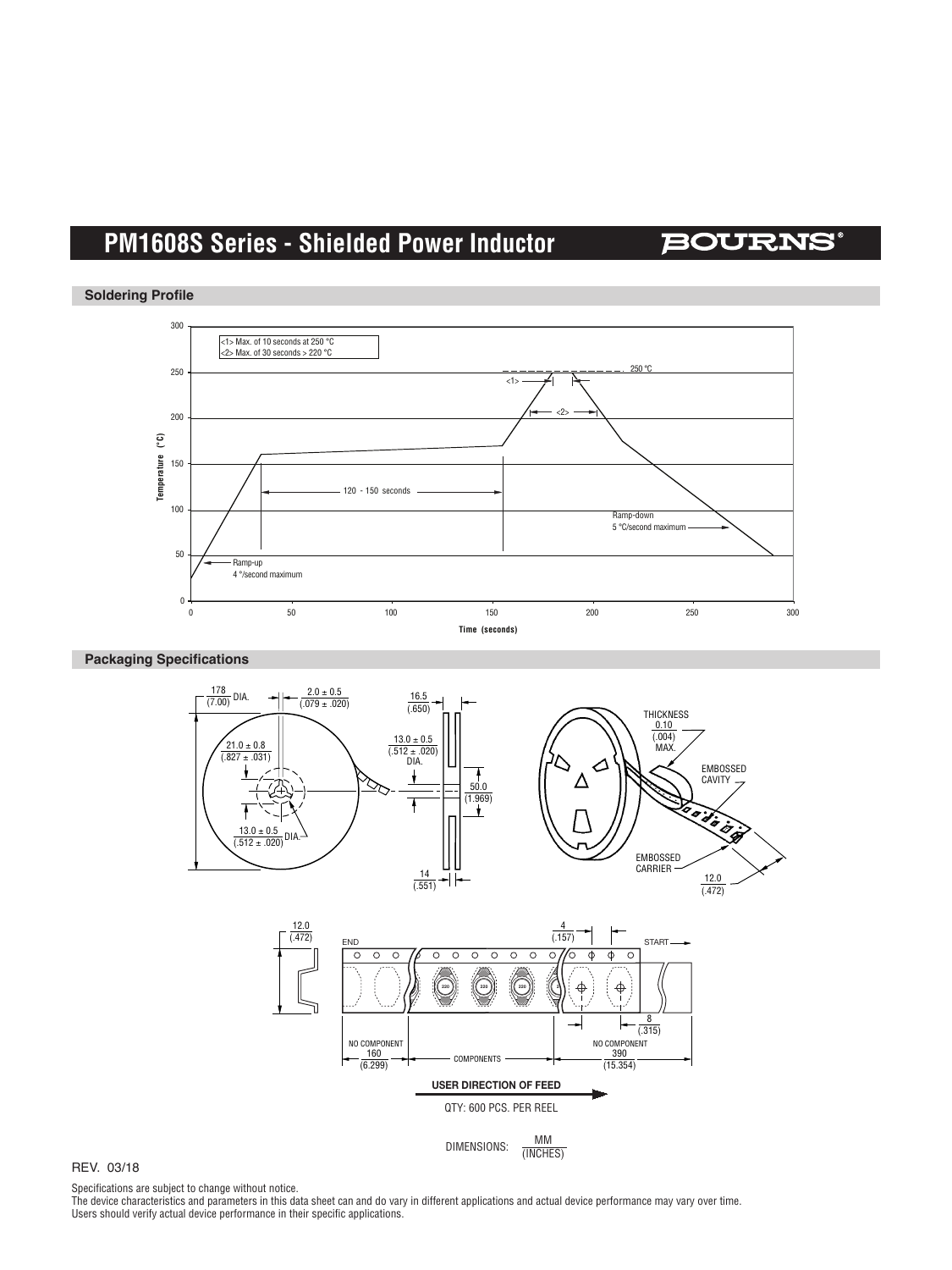# PM1608S Series - Shielded Power Inductor

## Soldering Profile

<1> Max. of 10 seconds at 250 °C
<2> Max. of 30 seconds > 220 °C

250 °C

<1>

<2>

120 - 150 seconds

Ramp-down
5 °C/second maximum

Ramp-up
4 °/second maximum

Temperature (°C)

300
250
200
150
100
50
0

0 50 100 150 200 250 300

Time (seconds)

## Packaging Specifications

178 / (7.00) DIA.

2.0 ± 0.5 / (.079 ± .020)

21.0 ± 0.8 / (.827 ± .031)

13.0 ± 0.5 / (.512 ± .020) DIA.

16.5 / (.650)

13.0 ± 0.5 / (.512 ± .020) DIA.

50.0 / (1.969)

14 / (.551)

THICKNESS 0.10 / (.004) MAX.

EMBOSSED CAVITY

EMBOSSED CARRIER

12.0 / (.472)

12.0 / (.472)

END

4 / (.157)

START

8 / (.315)

NO COMPONENT 160 / (6.299)

COMPONENTS

NO COMPONENT 390 / (15.354)

**USER DIRECTION OF FEED**

QTY: 600 PCS. PER REEL

DIMENSIONS: MM / (INCHES)

REV. 03/18

Specifications are subject to change without notice.
The device characteristics and parameters in this data sheet can and do vary in different applications and actual device performance may vary over time.
Users should verify actual device performance in their specific applications.